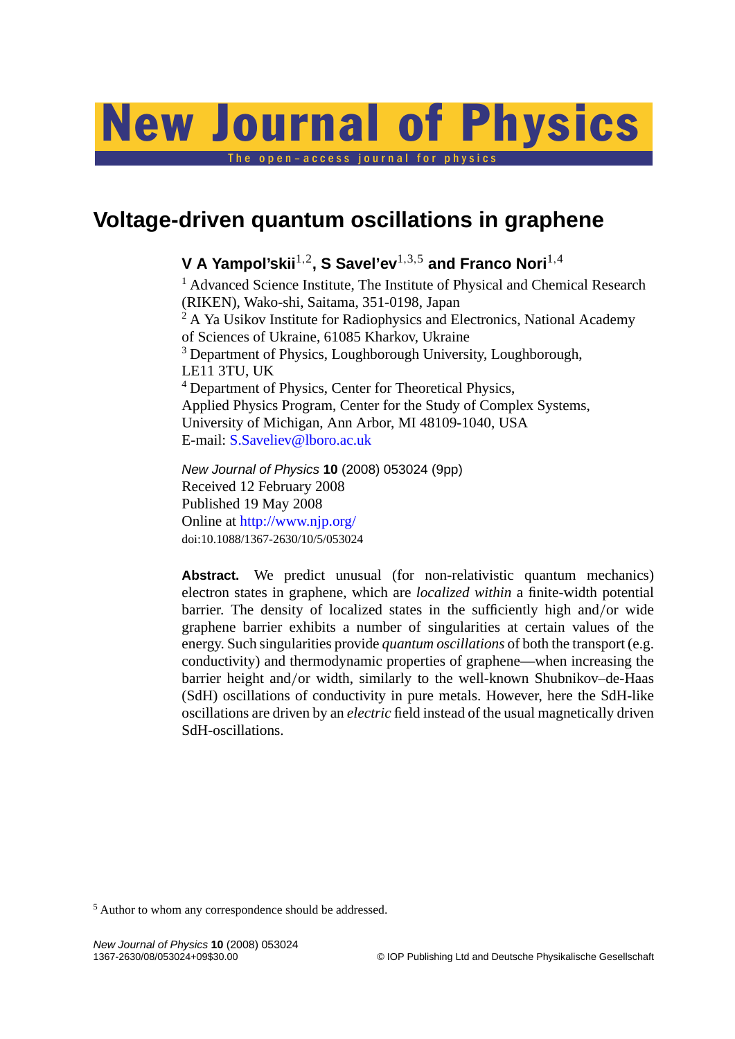# Voltage-driven quantum oscillations in graphene

**V A Yampol'skii[1,2], S Savel'ev[1,3,5] and Franco Nori[1,4]**

[1] Advanced Science Institute, The Institute of Physical and Chemical Research (RIKEN), Wako-shi, Saitama, 351-0198, Japan
[2] A Ya Usikov Institute for Radiophysics and Electronics, National Academy of Sciences of Ukraine, 61085 Kharkov, Ukraine
[3] Department of Physics, Loughborough University, Loughborough, LE11 3TU, UK
[4] Department of Physics, Center for Theoretical Physics, Applied Physics Program, Center for the Study of Complex Systems, University of Michigan, Ann Arbor, MI 48109-1040, USA
E-mail: S.Saveliev@lboro.ac.uk

*New Journal of Physics* **10** (2008) 053024 (9pp)
Received 12 February 2008
Published 19 May 2008
Online at http://www.njp.org/
doi:10.1088/1367-2630/10/5/053024

**Abstract.** We predict unusual (for non-relativistic quantum mechanics) electron states in graphene, which are *localized within* a finite-width potential barrier. The density of localized states in the sufficiently high and/or wide graphene barrier exhibits a number of singularities at certain values of the energy. Such singularities provide *quantum oscillations* of both the transport (e.g. conductivity) and thermodynamic properties of graphene—when increasing the barrier height and/or width, similarly to the well-known Shubnikov–de-Haas (SdH) oscillations of conductivity in pure metals. However, here the SdH-like oscillations are driven by an *electric* field instead of the usual magnetically driven SdH-oscillations.

[5] Author to whom any correspondence should be addressed.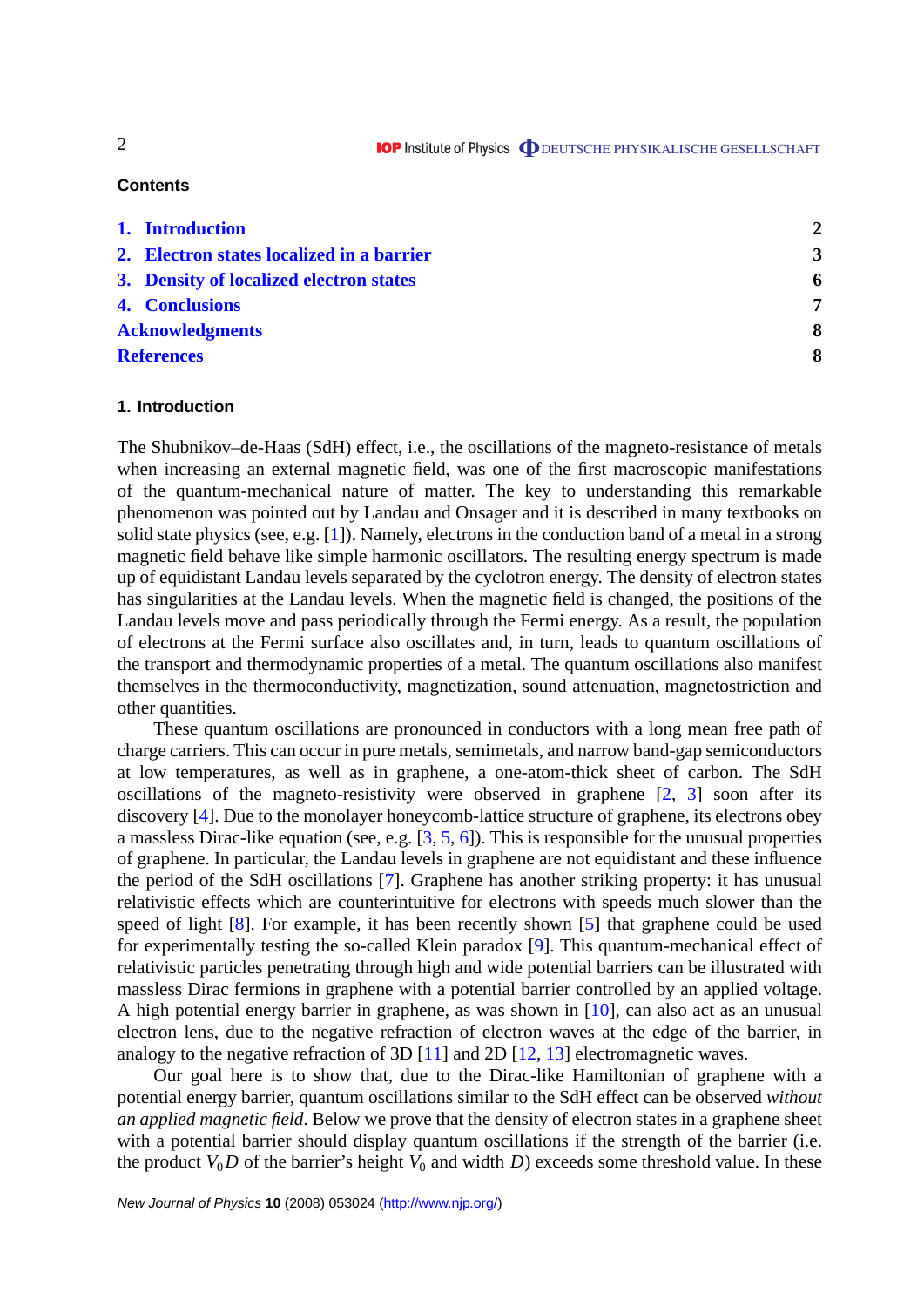**Contents**

| | |
|---|---|
| **1. Introduction** | **2** |
| **2. Electron states localized in a barrier** | **3** |
| **3. Density of localized electron states** | **6** |
| **4. Conclusions** | **7** |
| **Acknowledgments** | **8** |
| **References** | **8** |

## 1. Introduction

The Shubnikov–de-Haas (SdH) effect, i.e., the oscillations of the magneto-resistance of metals when increasing an external magnetic field, was one of the first macroscopic manifestations of the quantum-mechanical nature of matter. The key to understanding this remarkable phenomenon was pointed out by Landau and Onsager and it is described in many textbooks on solid state physics (see, e.g. [1]). Namely, electrons in the conduction band of a metal in a strong magnetic field behave like simple harmonic oscillators. The resulting energy spectrum is made up of equidistant Landau levels separated by the cyclotron energy. The density of electron states has singularities at the Landau levels. When the magnetic field is changed, the positions of the Landau levels move and pass periodically through the Fermi energy. As a result, the population of electrons at the Fermi surface also oscillates and, in turn, leads to quantum oscillations of the transport and thermodynamic properties of a metal. The quantum oscillations also manifest themselves in the thermoconductivity, magnetization, sound attenuation, magnetostriction and other quantities.

These quantum oscillations are pronounced in conductors with a long mean free path of charge carriers. This can occur in pure metals, semimetals, and narrow band-gap semiconductors at low temperatures, as well as in graphene, a one-atom-thick sheet of carbon. The SdH oscillations of the magneto-resistivity were observed in graphene [2, 3] soon after its discovery [4]. Due to the monolayer honeycomb-lattice structure of graphene, its electrons obey a massless Dirac-like equation (see, e.g. [3, 5, 6]). This is responsible for the unusual properties of graphene. In particular, the Landau levels in graphene are not equidistant and these influence the period of the SdH oscillations [7]. Graphene has another striking property: it has unusual relativistic effects which are counterintuitive for electrons with speeds much slower than the speed of light [8]. For example, it has been recently shown [5] that graphene could be used for experimentally testing the so-called Klein paradox [9]. This quantum-mechanical effect of relativistic particles penetrating through high and wide potential barriers can be illustrated with massless Dirac fermions in graphene with a potential barrier controlled by an applied voltage. A high potential energy barrier in graphene, as was shown in [10], can also act as an unusual electron lens, due to the negative refraction of electron waves at the edge of the barrier, in analogy to the negative refraction of 3D [11] and 2D [12, 13] electromagnetic waves.

Our goal here is to show that, due to the Dirac-like Hamiltonian of graphene with a potential energy barrier, quantum oscillations similar to the SdH effect can be observed *without an applied magnetic field*. Below we prove that the density of electron states in a graphene sheet with a potential barrier should display quantum oscillations if the strength of the barrier (i.e. the product $V_0 D$ of the barrier's height $V_0$ and width $D$) exceeds some threshold value. In these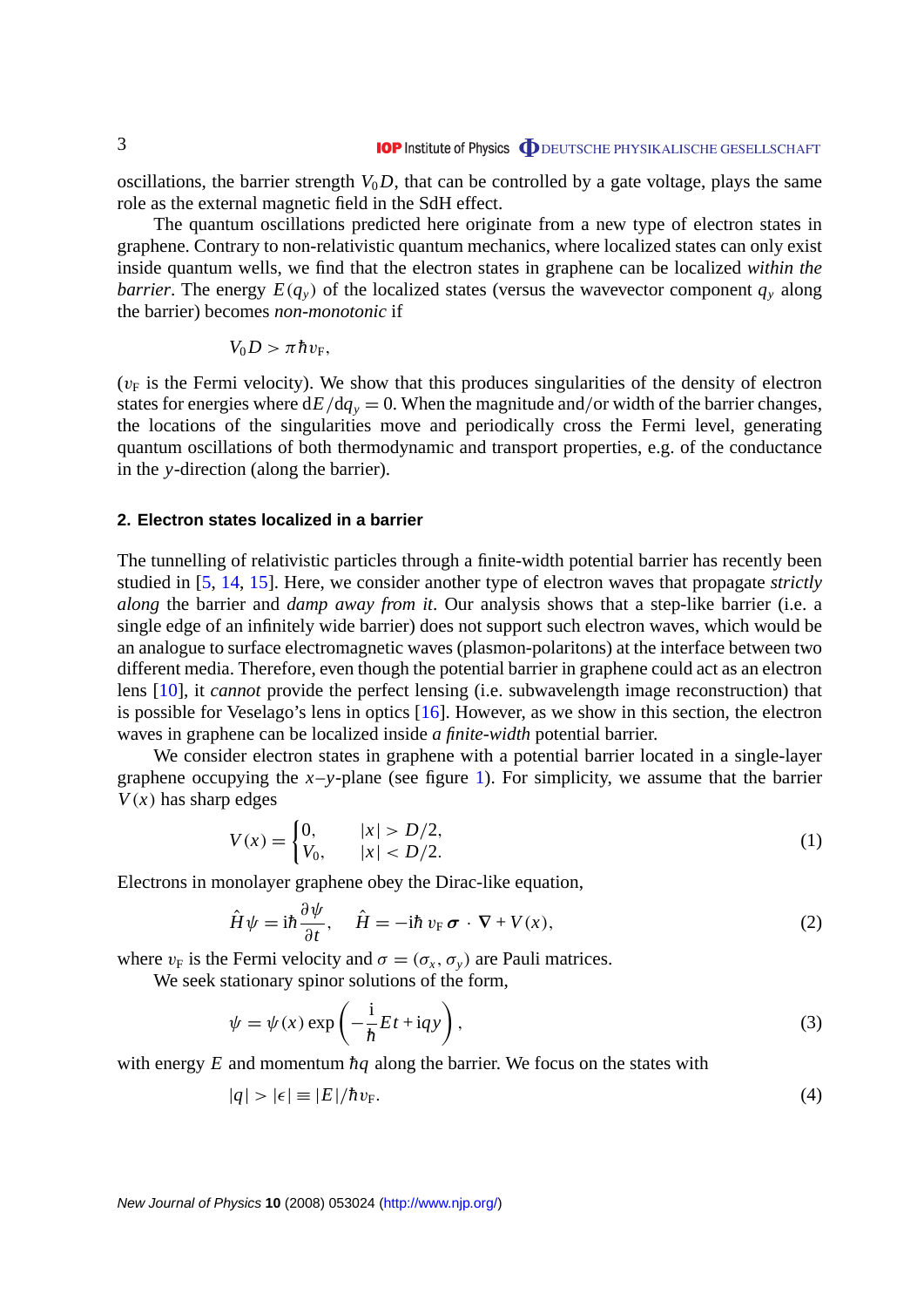oscillations, the barrier strength $V_0 D$, that can be controlled by a gate voltage, plays the same role as the external magnetic field in the SdH effect.

The quantum oscillations predicted here originate from a new type of electron states in graphene. Contrary to non-relativistic quantum mechanics, where localized states can only exist inside quantum wells, we find that the electron states in graphene can be localized *within the barrier*. The energy $E(q_y)$ of the localized states (versus the wavevector component $q_y$ along the barrier) becomes *non-monotonic* if

$$V_0 D > \pi \hbar v_F,$$

($v_F$ is the Fermi velocity). We show that this produces singularities of the density of electron states for energies where $dE/dq_y = 0$. When the magnitude and/or width of the barrier changes, the locations of the singularities move and periodically cross the Fermi level, generating quantum oscillations of both thermodynamic and transport properties, e.g. of the conductance in the $y$-direction (along the barrier).

## 2. Electron states localized in a barrier

The tunnelling of relativistic particles through a finite-width potential barrier has recently been studied in [5, 14, 15]. Here, we consider another type of electron waves that propagate *strictly along* the barrier and *damp away from it*. Our analysis shows that a step-like barrier (i.e. a single edge of an infinitely wide barrier) does not support such electron waves, which would be an analogue to surface electromagnetic waves (plasmon-polaritons) at the interface between two different media. Therefore, even though the potential barrier in graphene could act as an electron lens [10], it *cannot* provide the perfect lensing (i.e. subwavelength image reconstruction) that is possible for Veselago's lens in optics [16]. However, as we show in this section, the electron waves in graphene can be localized inside *a finite-width* potential barrier.

We consider electron states in graphene with a potential barrier located in a single-layer graphene occupying the $x$–$y$-plane (see figure 1). For simplicity, we assume that the barrier $V(x)$ has sharp edges

$$V(x) = \begin{cases} 0, & |x| > D/2, \\ V_0, & |x| < D/2. \end{cases} \tag{1}$$

Electrons in monolayer graphene obey the Dirac-like equation,

$$\hat{H}\psi = \mathrm{i}\hbar \frac{\partial \psi}{\partial t}, \quad \hat{H} = -\mathrm{i}\hbar\, v_F\, \boldsymbol{\sigma} \cdot \nabla + V(x), \tag{2}$$

where $v_F$ is the Fermi velocity and $\sigma = (\sigma_x, \sigma_y)$ are Pauli matrices.

We seek stationary spinor solutions of the form,

$$\psi = \psi(x) \exp\left(-\frac{\mathrm{i}}{\hbar} E t + \mathrm{i} q y\right), \tag{3}$$

with energy $E$ and momentum $\hbar q$ along the barrier. We focus on the states with

$$|q| > |\epsilon| \equiv |E|/\hbar v_F. \tag{4}$$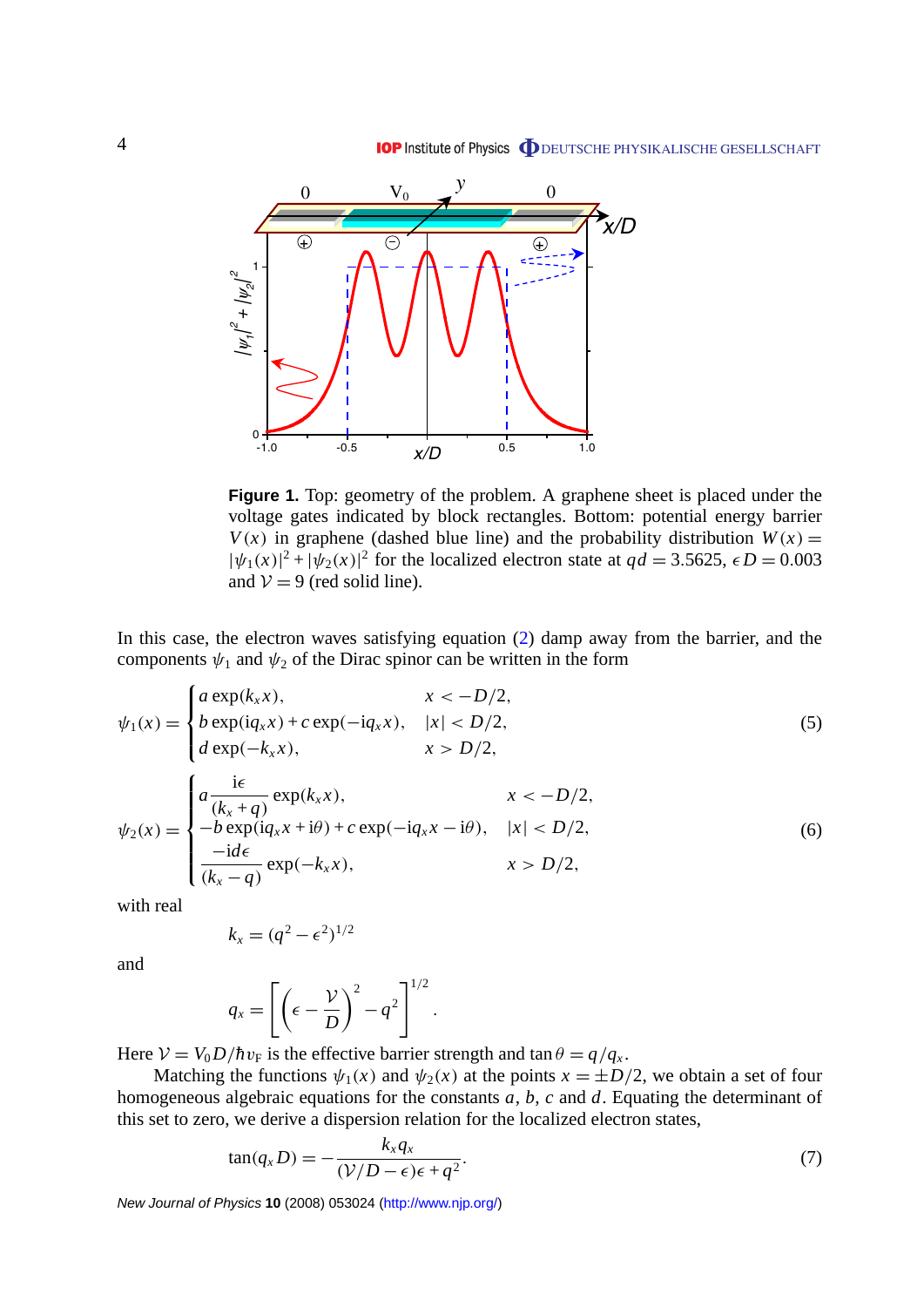**Figure 1.** Top: geometry of the problem. A graphene sheet is placed under the voltage gates indicated by block rectangles. Bottom: potential energy barrier $V(x)$ in graphene (dashed blue line) and the probability distribution $W(x) = |\psi_1(x)|^2 + |\psi_2(x)|^2$ for the localized electron state at $qd = 3.5625$, $\epsilon D = 0.003$ and $\mathcal{V} = 9$ (red solid line).

In this case, the electron waves satisfying equation (2) damp away from the barrier, and the components $\psi_1$ and $\psi_2$ of the Dirac spinor can be written in the form

$$\psi_1(x) = \begin{cases} a\exp(k_x x), & x < -D/2, \\ b\exp(\mathrm{i}q_x x) + c\exp(-\mathrm{i}q_x x), & |x| < D/2, \\ d\exp(-k_x x), & x > D/2, \end{cases} \tag{5}$$

$$\psi_2(x) = \begin{cases} a\dfrac{\mathrm{i}\epsilon}{(k_x + q)}\exp(k_x x), & x < -D/2, \\ -b\exp(\mathrm{i}q_x x + \mathrm{i}\theta) + c\exp(-\mathrm{i}q_x x - \mathrm{i}\theta), & |x| < D/2, \\ \dfrac{-\mathrm{i}d\epsilon}{(k_x - q)}\exp(-k_x x), & x > D/2, \end{cases} \tag{6}$$

with real

$$k_x = (q^2 - \epsilon^2)^{1/2}$$

and

$$q_x = \left[\left(\epsilon - \frac{\mathcal{V}}{D}\right)^2 - q^2\right]^{1/2}.$$

Here $\mathcal{V} = V_0 D/\hbar v_\mathrm{F}$ is the effective barrier strength and $\tan\theta = q/q_x$.

Matching the functions $\psi_1(x)$ and $\psi_2(x)$ at the points $x = \pm D/2$, we obtain a set of four homogeneous algebraic equations for the constants $a$, $b$, $c$ and $d$. Equating the determinant of this set to zero, we derive a dispersion relation for the localized electron states,

$$\tan(q_x D) = -\frac{k_x q_x}{(\mathcal{V}/D - \epsilon)\epsilon + q^2}. \tag{7}$$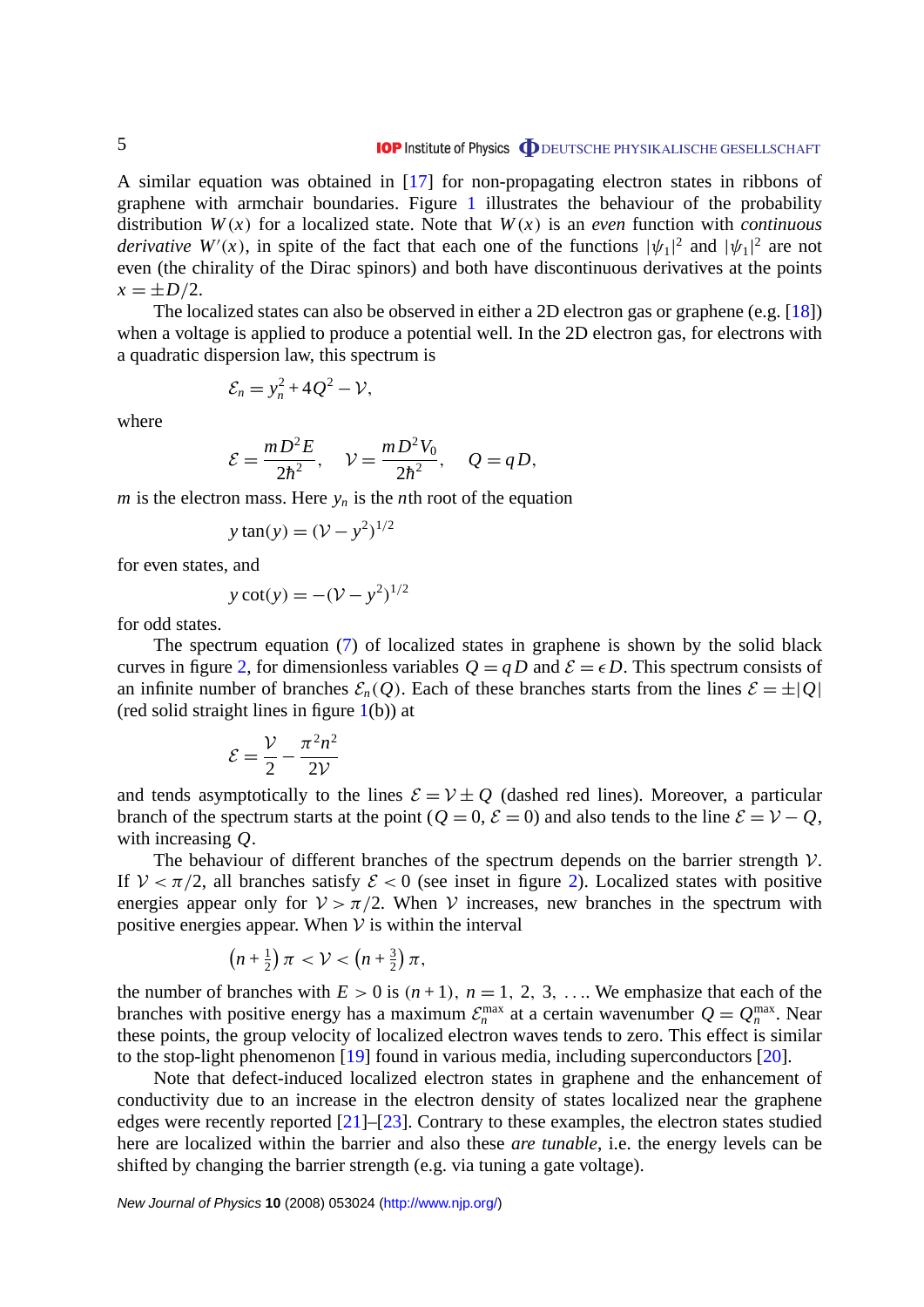A similar equation was obtained in [17] for non-propagating electron states in ribbons of graphene with armchair boundaries. Figure 1 illustrates the behaviour of the probability distribution $W(x)$ for a localized state. Note that $W(x)$ is an *even* function with *continuous derivative* $W'(x)$, in spite of the fact that each one of the functions $|\psi_1|^2$ and $|\psi_1|^2$ are not even (the chirality of the Dirac spinors) and both have discontinuous derivatives at the points $x = \pm D/2$.

The localized states can also be observed in either a 2D electron gas or graphene (e.g. [18]) when a voltage is applied to produce a potential well. In the 2D electron gas, for electrons with a quadratic dispersion law, this spectrum is

$$\mathcal{E}_n = y_n^2 + 4Q^2 - \mathcal{V},$$

where

$$\mathcal{E} = \frac{mD^2E}{2\hbar^2}, \quad \mathcal{V} = \frac{mD^2V_0}{2\hbar^2}, \quad Q = qD,$$

$m$ is the electron mass. Here $y_n$ is the $n$th root of the equation

$$y\tan(y) = (\mathcal{V} - y^2)^{1/2}$$

for even states, and

$$y\cot(y) = -(\mathcal{V} - y^2)^{1/2}$$

for odd states.

The spectrum equation (7) of localized states in graphene is shown by the solid black curves in figure 2, for dimensionless variables $Q = qD$ and $\mathcal{E} = \epsilon D$. This spectrum consists of an infinite number of branches $\mathcal{E}_n(Q)$. Each of these branches starts from the lines $\mathcal{E} = \pm|Q|$ (red solid straight lines in figure 1(b)) at

$$\mathcal{E} = \frac{\mathcal{V}}{2} - \frac{\pi^2 n^2}{2\mathcal{V}}$$

and tends asymptotically to the lines $\mathcal{E} = \mathcal{V} \pm Q$ (dashed red lines). Moreover, a particular branch of the spectrum starts at the point ($Q = 0$, $\mathcal{E} = 0$) and also tends to the line $\mathcal{E} = \mathcal{V} - Q$, with increasing $Q$.

The behaviour of different branches of the spectrum depends on the barrier strength $\mathcal{V}$. If $\mathcal{V} < \pi/2$, all branches satisfy $\mathcal{E} < 0$ (see inset in figure 2). Localized states with positive energies appear only for $\mathcal{V} > \pi/2$. When $\mathcal{V}$ increases, new branches in the spectrum with positive energies appear. When $\mathcal{V}$ is within the interval

$$\left(n + \tfrac{1}{2}\right)\pi < \mathcal{V} < \left(n + \tfrac{3}{2}\right)\pi,$$

the number of branches with $E > 0$ is $(n+1)$, $n = 1, 2, 3, \ldots$. We emphasize that each of the branches with positive energy has a maximum $\mathcal{E}_n^{\max}$ at a certain wavenumber $Q = Q_n^{\max}$. Near these points, the group velocity of localized electron waves tends to zero. This effect is similar to the stop-light phenomenon [19] found in various media, including superconductors [20].

Note that defect-induced localized electron states in graphene and the enhancement of conductivity due to an increase in the electron density of states localized near the graphene edges were recently reported [21]–[23]. Contrary to these examples, the electron states studied here are localized within the barrier and also these *are tunable*, i.e. the energy levels can be shifted by changing the barrier strength (e.g. via tuning a gate voltage).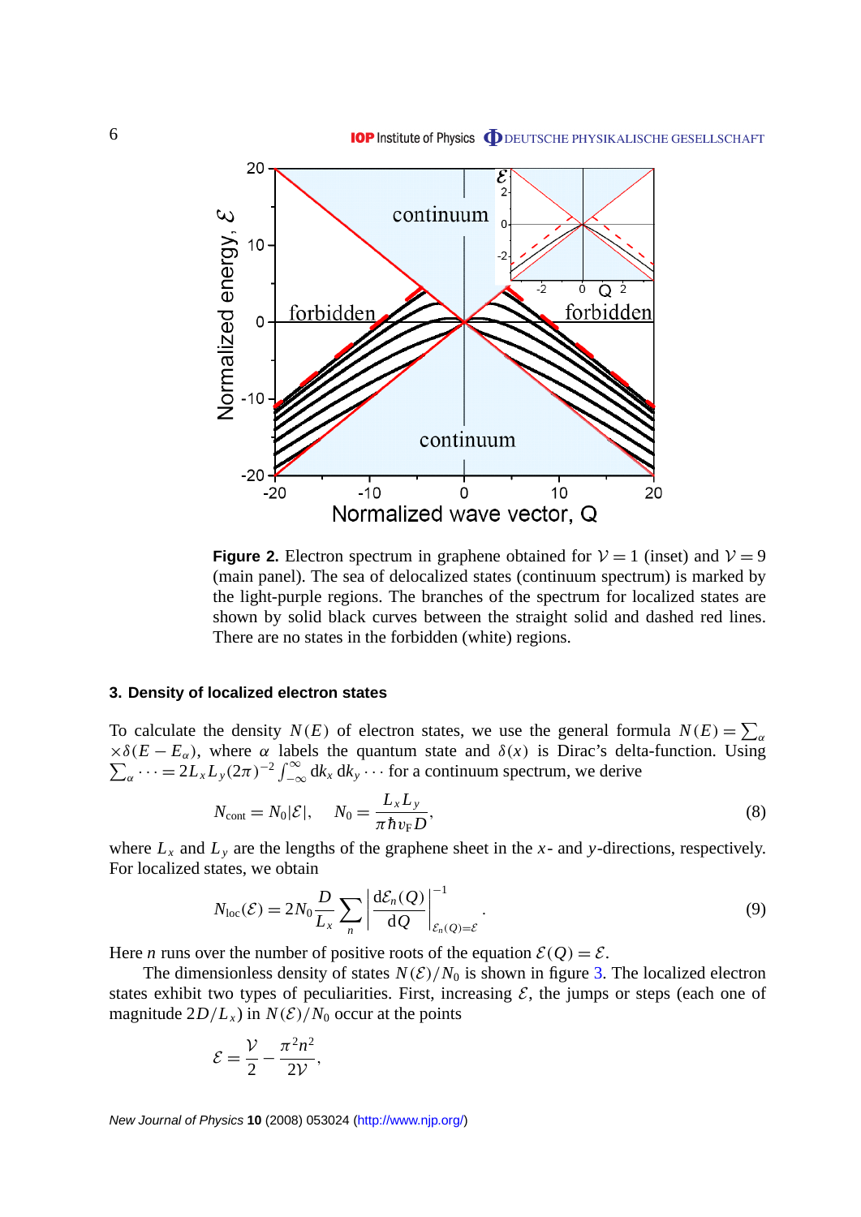**Figure 2.** Electron spectrum in graphene obtained for $\mathcal{V} = 1$ (inset) and $\mathcal{V} = 9$ (main panel). The sea of delocalized states (continuum spectrum) is marked by the light-purple regions. The branches of the spectrum for localized states are shown by solid black curves between the straight solid and dashed red lines. There are no states in the forbidden (white) regions.

### 3. Density of localized electron states

To calculate the density $N(E)$ of electron states, we use the general formula $N(E) = \sum_\alpha \times \delta(E - E_\alpha)$, where $\alpha$ labels the quantum state and $\delta(x)$ is Dirac's delta-function. Using $\sum_\alpha \cdots = 2L_xL_y(2\pi)^{-2}\int_{-\infty}^{\infty} \mathrm{d}k_x\, \mathrm{d}k_y \cdots$ for a continuum spectrum, we derive

$$N_{\text{cont}} = N_0|\mathcal{E}|, \quad N_0 = \frac{L_xL_y}{\pi\hbar v_{\text{F}}D}, \tag{8}$$

where $L_x$ and $L_y$ are the lengths of the graphene sheet in the $x$- and $y$-directions, respectively. For localized states, we obtain

$$N_{\text{loc}}(\mathcal{E}) = 2N_0\frac{D}{L_x}\sum_n \left|\frac{\mathrm{d}\mathcal{E}_n(Q)}{\mathrm{d}Q}\right|^{-1}_{\mathcal{E}_n(Q)=\mathcal{E}}. \tag{9}$$

Here $n$ runs over the number of positive roots of the equation $\mathcal{E}(Q) = \mathcal{E}$.

The dimensionless density of states $N(\mathcal{E})/N_0$ is shown in figure 3. The localized electron states exhibit two types of peculiarities. First, increasing $\mathcal{E}$, the jumps or steps (each one of magnitude $2D/L_x$) in $N(\mathcal{E})/N_0$ occur at the points

$$\mathcal{E} = \frac{\mathcal{V}}{2} - \frac{\pi^2n^2}{2\mathcal{V}},$$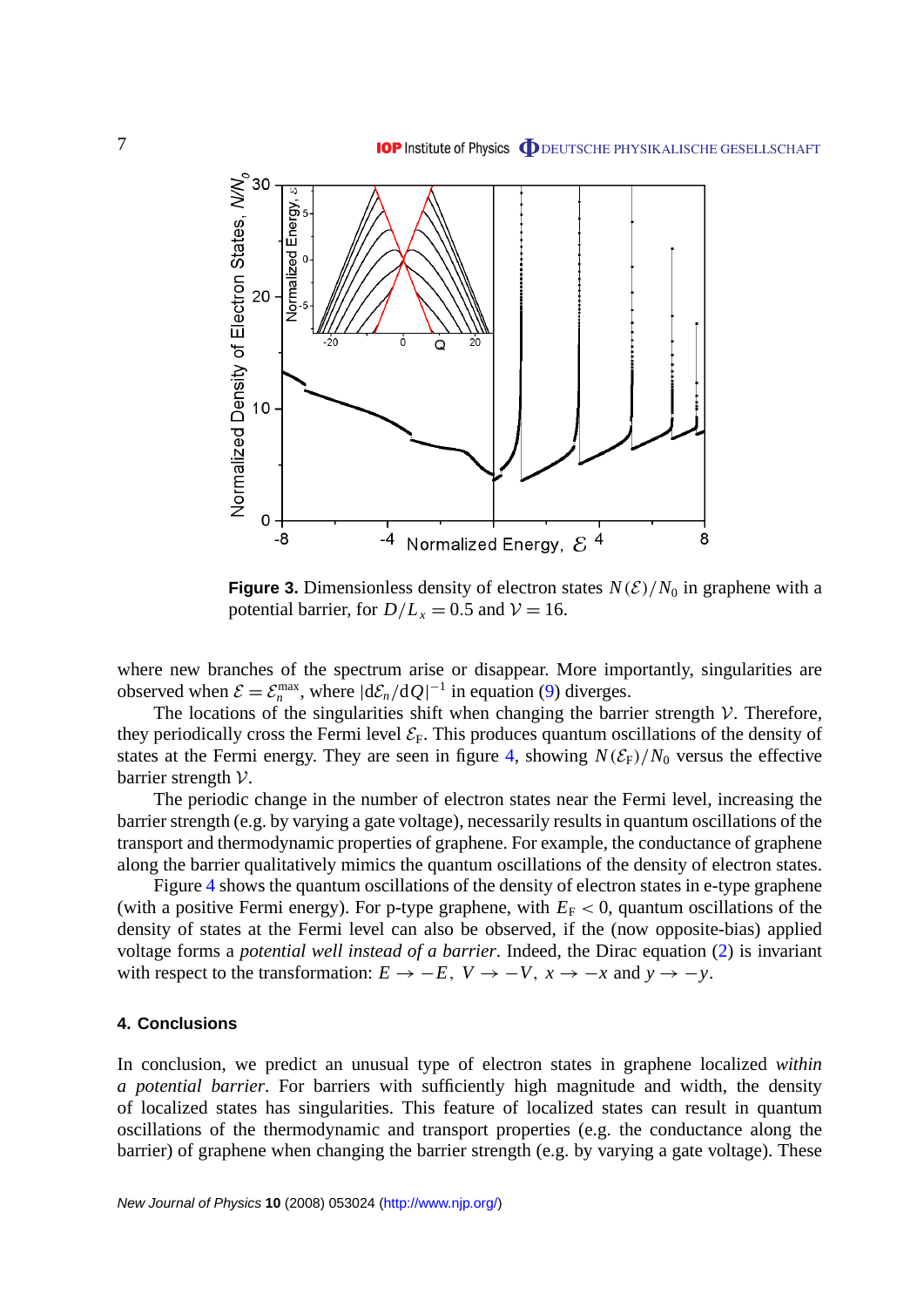**Figure 3.** Dimensionless density of electron states $N(\mathcal{E})/N_0$ in graphene with a potential barrier, for $D/L_x = 0.5$ and $\mathcal{V} = 16$.

where new branches of the spectrum arise or disappear. More importantly, singularities are observed when $\mathcal{E} = \mathcal{E}_n^{\max}$, where $|\mathrm{d}\mathcal{E}_n/\mathrm{d}Q|^{-1}$ in equation (9) diverges.

The locations of the singularities shift when changing the barrier strength $\mathcal{V}$. Therefore, they periodically cross the Fermi level $\mathcal{E}_{\mathrm{F}}$. This produces quantum oscillations of the density of states at the Fermi energy. They are seen in figure 4, showing $N(\mathcal{E}_{\mathrm{F}})/N_0$ versus the effective barrier strength $\mathcal{V}$.

The periodic change in the number of electron states near the Fermi level, increasing the barrier strength (e.g. by varying a gate voltage), necessarily results in quantum oscillations of the transport and thermodynamic properties of graphene. For example, the conductance of graphene along the barrier qualitatively mimics the quantum oscillations of the density of electron states.

Figure 4 shows the quantum oscillations of the density of electron states in e-type graphene (with a positive Fermi energy). For p-type graphene, with $E_{\mathrm{F}} < 0$, quantum oscillations of the density of states at the Fermi level can also be observed, if the (now opposite-bias) applied voltage forms a *potential well instead of a barrier*. Indeed, the Dirac equation (2) is invariant with respect to the transformation: $E \to -E$, $V \to -V$, $x \to -x$ and $y \to -y$.

## 4. Conclusions

In conclusion, we predict an unusual type of electron states in graphene localized *within a potential barrier*. For barriers with sufficiently high magnitude and width, the density of localized states has singularities. This feature of localized states can result in quantum oscillations of the thermodynamic and transport properties (e.g. the conductance along the barrier) of graphene when changing the barrier strength (e.g. by varying a gate voltage). These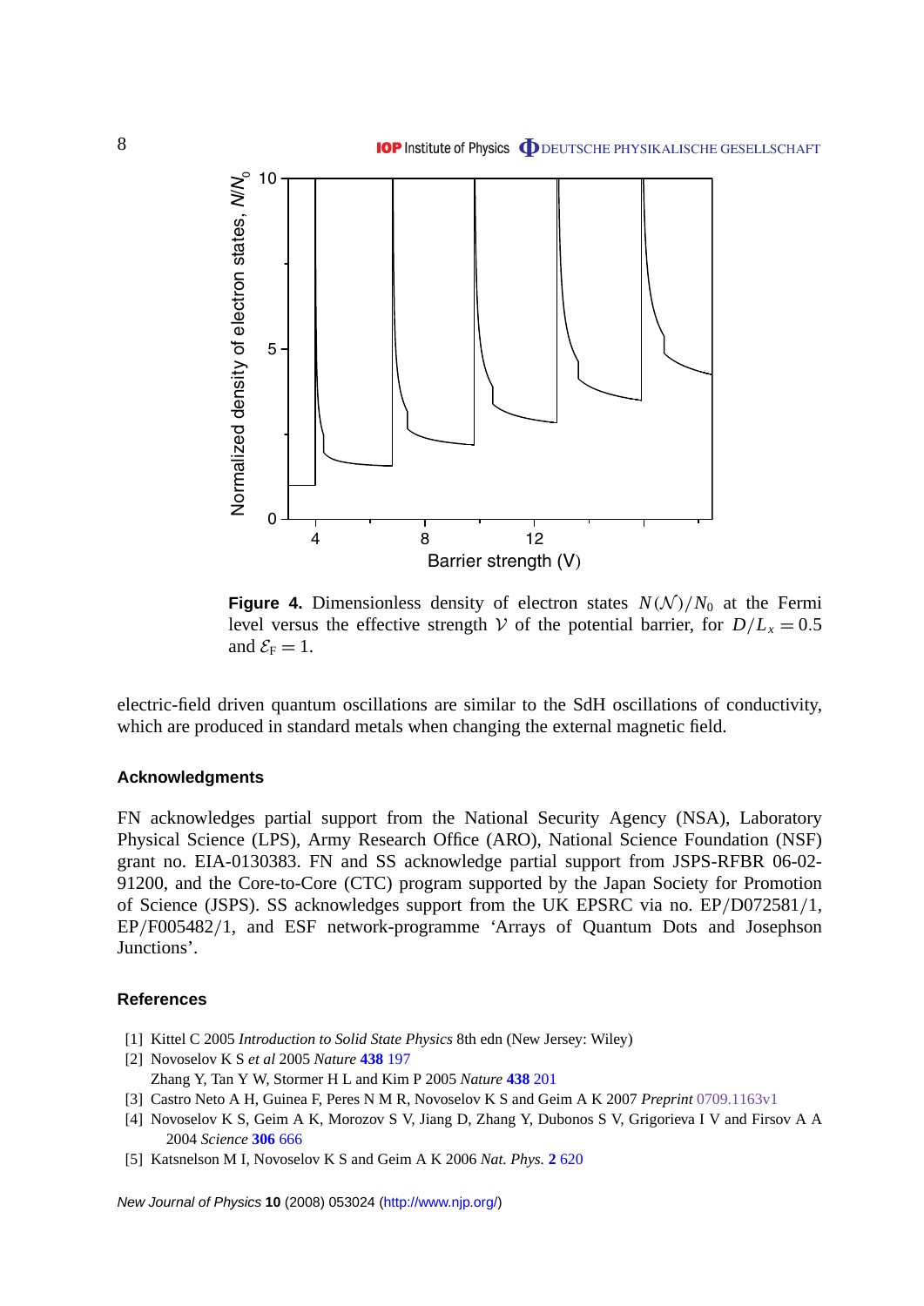**Figure 4.** Dimensionless density of electron states $N(\mathcal{N})/N_0$ at the Fermi level versus the effective strength $\mathcal{V}$ of the potential barrier, for $D/L_x = 0.5$ and $\mathcal{E}_F = 1$.

electric-field driven quantum oscillations are similar to the SdH oscillations of conductivity, which are produced in standard metals when changing the external magnetic field.

### Acknowledgments

FN acknowledges partial support from the National Security Agency (NSA), Laboratory Physical Science (LPS), Army Research Office (ARO), National Science Foundation (NSF) grant no. EIA-0130383. FN and SS acknowledge partial support from JSPS-RFBR 06-02-91200, and the Core-to-Core (CTC) program supported by the Japan Society for Promotion of Science (JSPS). SS acknowledges support from the UK EPSRC via no. EP/D072581/1, EP/F005482/1, and ESF network-programme 'Arrays of Quantum Dots and Josephson Junctions'.

### References

[1] Kittel C 2005 *Introduction to Solid State Physics* 8th edn (New Jersey: Wiley)

[2] Novoselov K S *et al* 2005 *Nature* **438** 197
Zhang Y, Tan Y W, Stormer H L and Kim P 2005 *Nature* **438** 201

[3] Castro Neto A H, Guinea F, Peres N M R, Novoselov K S and Geim A K 2007 *Preprint* 0709.1163v1

[4] Novoselov K S, Geim A K, Morozov S V, Jiang D, Zhang Y, Dubonos S V, Grigorieva I V and Firsov A A 2004 *Science* **306** 666

[5] Katsnelson M I, Novoselov K S and Geim A K 2006 *Nat. Phys.* **2** 620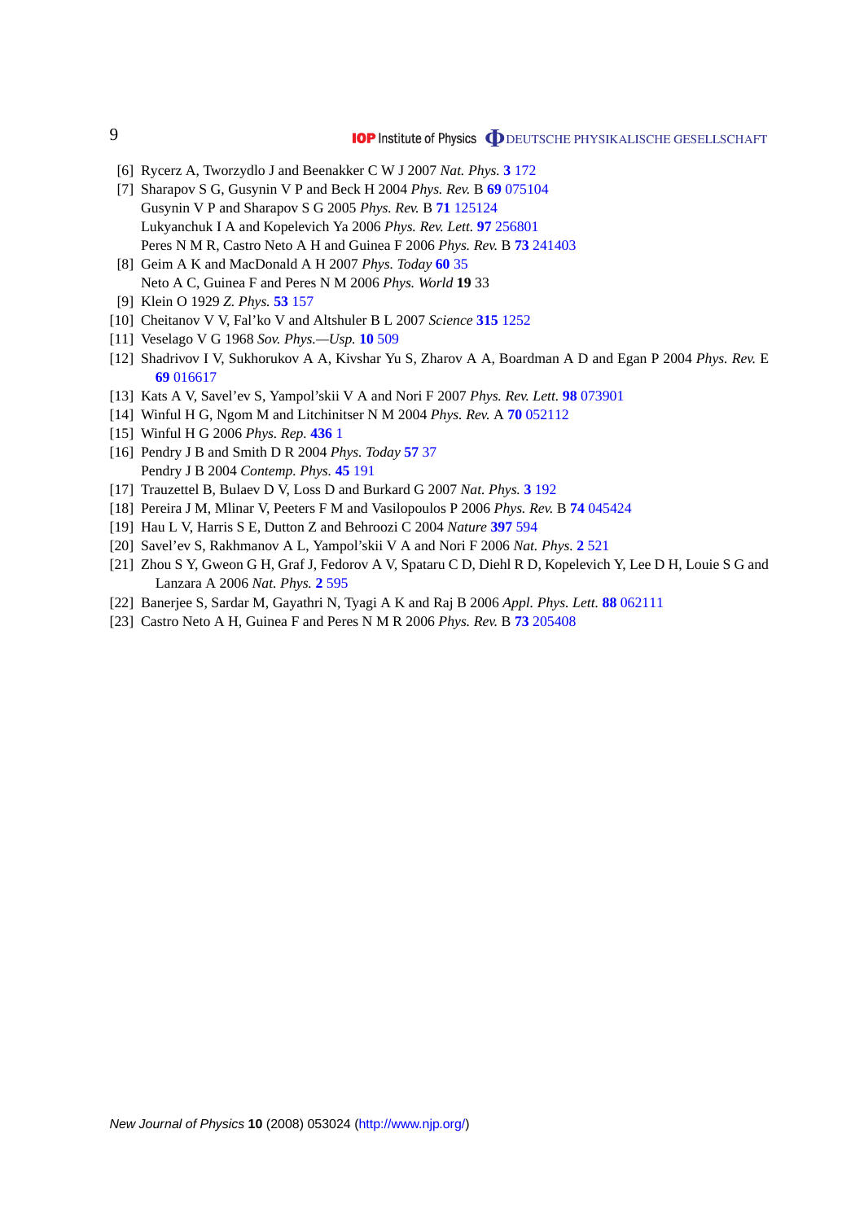[6] Rycerz A, Tworzydlo J and Beenakker C W J 2007 *Nat. Phys.* **3** 172

[7] Sharapov S G, Gusynin V P and Beck H 2004 *Phys. Rev.* B **69** 075104
Gusynin V P and Sharapov S G 2005 *Phys. Rev.* B **71** 125124
Lukyanchuk I A and Kopelevich Ya 2006 *Phys. Rev. Lett.* **97** 256801
Peres N M R, Castro Neto A H and Guinea F 2006 *Phys. Rev.* B **73** 241403

[8] Geim A K and MacDonald A H 2007 *Phys. Today* **60** 35
Neto A C, Guinea F and Peres N M 2006 *Phys. World* **19** 33

[9] Klein O 1929 *Z. Phys.* **53** 157

[10] Cheitanov V V, Fal'ko V and Altshuler B L 2007 *Science* **315** 1252

[11] Veselago V G 1968 *Sov. Phys.—Usp.* **10** 509

[12] Shadrivov I V, Sukhorukov A A, Kivshar Yu S, Zharov A A, Boardman A D and Egan P 2004 *Phys. Rev.* E **69** 016617

[13] Kats A V, Savel'ev S, Yampol'skii V A and Nori F 2007 *Phys. Rev. Lett.* **98** 073901

[14] Winful H G, Ngom M and Litchinitser N M 2004 *Phys. Rev.* A **70** 052112

[15] Winful H G 2006 *Phys. Rep.* **436** 1

[16] Pendry J B and Smith D R 2004 *Phys. Today* **57** 37
Pendry J B 2004 *Contemp. Phys.* **45** 191

[17] Trauzettel B, Bulaev D V, Loss D and Burkard G 2007 *Nat. Phys.* **3** 192

[18] Pereira J M, Mlinar V, Peeters F M and Vasilopoulos P 2006 *Phys. Rev.* B **74** 045424

[19] Hau L V, Harris S E, Dutton Z and Behroozi C 2004 *Nature* **397** 594

[20] Savel'ev S, Rakhmanov A L, Yampol'skii V A and Nori F 2006 *Nat. Phys.* **2** 521

[21] Zhou S Y, Gweon G H, Graf J, Fedorov A V, Spataru C D, Diehl R D, Kopelevich Y, Lee D H, Louie S G and Lanzara A 2006 *Nat. Phys.* **2** 595

[22] Banerjee S, Sardar M, Gayathri N, Tyagi A K and Raj B 2006 *Appl. Phys. Lett.* **88** 062111

[23] Castro Neto A H, Guinea F and Peres N M R 2006 *Phys. Rev.* B **73** 205408